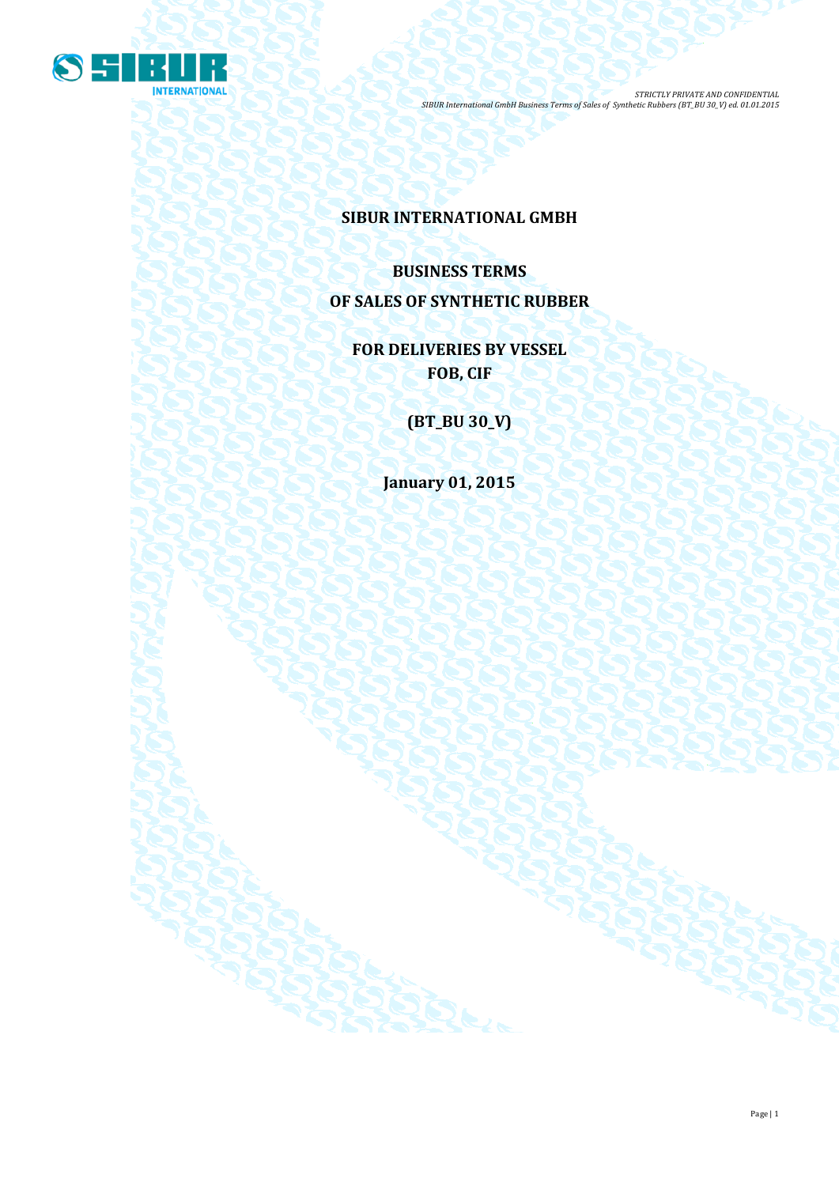# SIBUR INTERNATIONAL GMBH

## BUSINESS TERMS

## OF SALES OF SYNTHETIC RUBBER

## FOR DELIVERIES BY VESSEL
## FOB, CIF

## (BT_BU 30_V)

**January 01, 2015**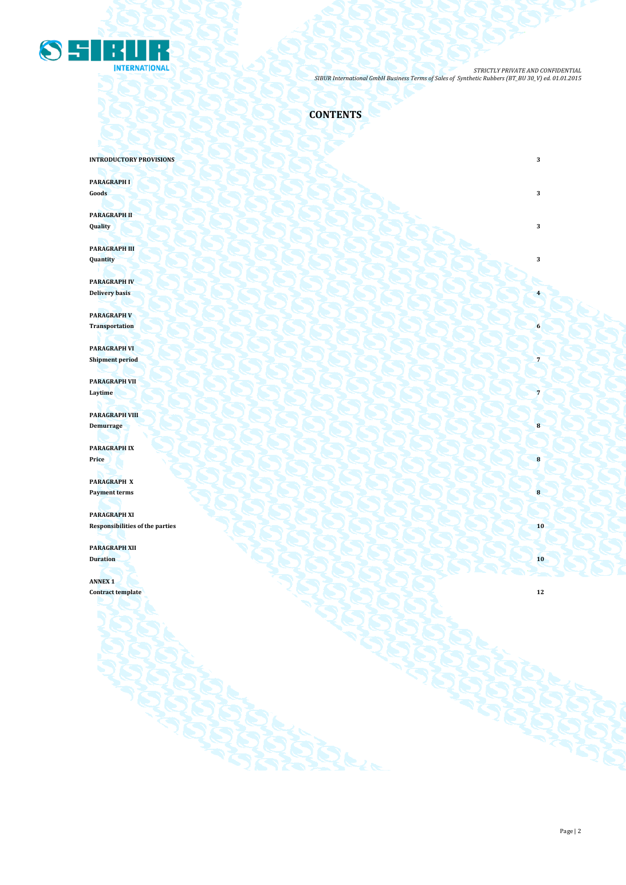# CONTENTS

| | |
|---|---|
| **INTRODUCTORY PROVISIONS** | **3** |
| **PARAGRAPH I**<br>**Goods** | **3** |
| **PARAGRAPH II**<br>**Quality** | **3** |
| **PARAGRAPH III**<br>**Quantity** | **3** |
| **PARAGRAPH IV**<br>**Delivery basis** | **4** |
| **PARAGRAPH V**<br>**Transportation** | **6** |
| **PARAGRAPH VI**<br>**Shipment period** | **7** |
| **PARAGRAPH VII**<br>**Laytime** | **7** |
| **PARAGRAPH VIII**<br>**Demurrage** | **8** |
| **PARAGRAPH IX**<br>**Price** | **8** |
| **PARAGRAPH X**<br>**Payment terms** | **8** |
| **PARAGRAPH XI**<br>**Responsibilities of the parties** | **10** |
| **PARAGRAPH XII**<br>**Duration** | **10** |
| **ANNEX 1**<br>**Contract template** | **12** |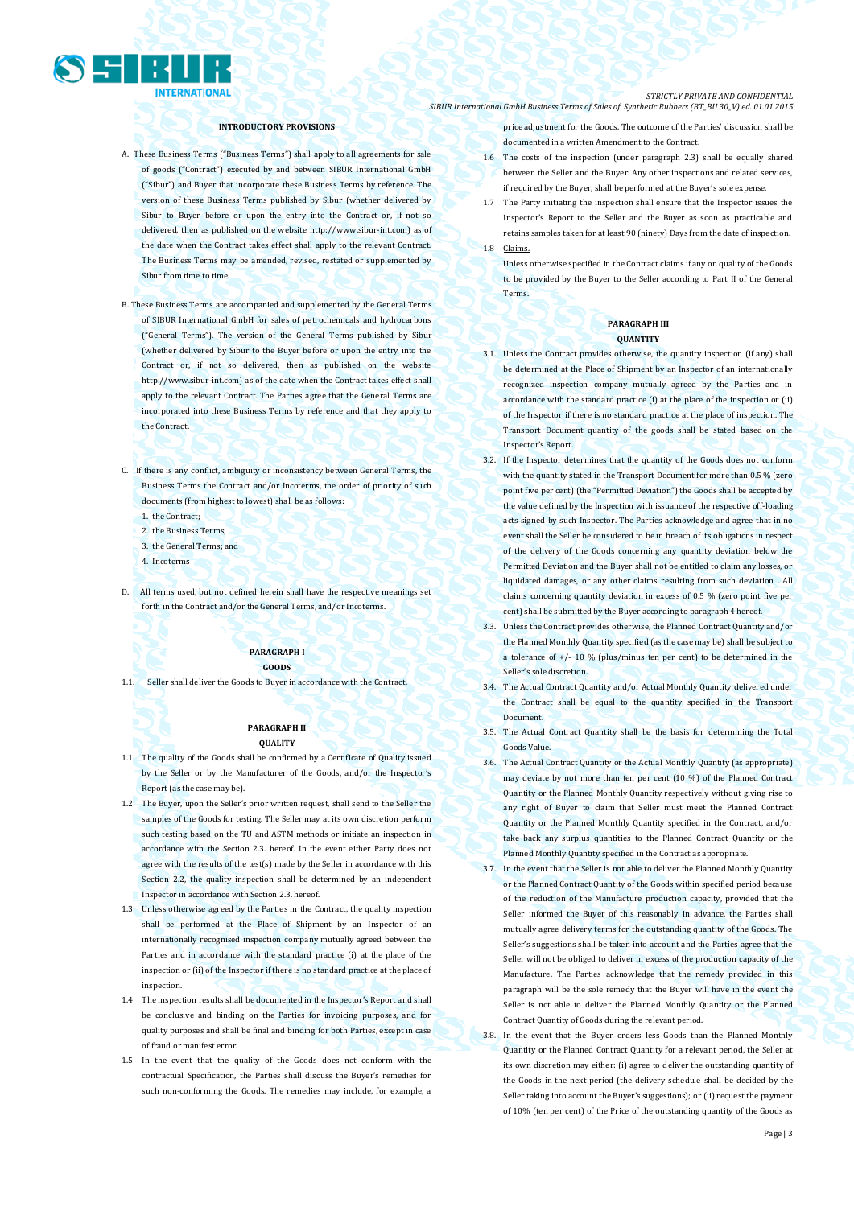## INTRODUCTORY PROVISIONS

A. These Business Terms ("Business Terms") shall apply to all agreements for sale of goods ("Contract") executed by and between SIBUR International GmbH ("Sibur") and Buyer that incorporate these Business Terms by reference. The version of these Business Terms published by Sibur (whether delivered by Sibur to Buyer before or upon the entry into the Contract or, if not so delivered, then as published on the website http://www.sibur-int.com) as of the date when the Contract takes effect shall apply to the relevant Contract. The Business Terms may be amended, revised, restated or supplemented by Sibur from time to time.

B. These Business Terms are accompanied and supplemented by the General Terms of SIBUR International GmbH for sales of petrochemicals and hydrocarbons ("General Terms"). The version of the General Terms published by Sibur (whether delivered by Sibur to the Buyer before or upon the entry into the Contract or, if not so delivered, then as published on the website http://www.sibur-int.com) as of the date when the Contract takes effect shall apply to the relevant Contract. The Parties agree that the General Terms are incorporated into these Business Terms by reference and that they apply to the Contract.

C. If there is any conflict, ambiguity or inconsistency between General Terms, the Business Terms the Contract and/or Incoterms, the order of priority of such documents (from highest to lowest) shall be as follows:

1. the Contract;
2. the Business Terms;
3. the General Terms; and
4. Incoterms

D. All terms used, but not defined herein shall have the respective meanings set forth in the Contract and/or the General Terms, and/or Incoterms.

## PARAGRAPH I
## GOODS

1.1. Seller shall deliver the Goods to Buyer in accordance with the Contract.

## PARAGRAPH II
## QUALITY

1.1 The quality of the Goods shall be confirmed by a Certificate of Quality issued by the Seller or by the Manufacturer of the Goods, and/or the Inspector's Report (as the case may be).

1.2 The Buyer, upon the Seller's prior written request, shall send to the Seller the samples of the Goods for testing. The Seller may at its own discretion perform such testing based on the TU and ASTM methods or initiate an inspection in accordance with the Section 2.3. hereof. In the event either Party does not agree with the results of the test(s) made by the Seller in accordance with this Section 2.2, the quality inspection shall be determined by an independent Inspector in accordance with Section 2.3. hereof.

1.3 Unless otherwise agreed by the Parties in the Contract, the quality inspection shall be performed at the Place of Shipment by an Inspector of an internationally recognised inspection company mutually agreed between the Parties and in accordance with the standard practice (i) at the place of the inspection or (ii) of the Inspector if there is no standard practice at the place of inspection.

1.4 The inspection results shall be documented in the Inspector's Report and shall be conclusive and binding on the Parties for invoicing purposes, and for quality purposes and shall be final and binding for both Parties, except in case of fraud or manifest error.

1.5 In the event that the quality of the Goods does not conform with the contractual Specification, the Parties shall discuss the Buyer's remedies for such non-conforming the Goods. The remedies may include, for example, a price adjustment for the Goods. The outcome of the Parties' discussion shall be documented in a written Amendment to the Contract.

1.6 The costs of the inspection (under paragraph 2.3) shall be equally shared between the Seller and the Buyer. Any other inspections and related services, if required by the Buyer, shall be performed at the Buyer's sole expense.

1.7 The Party initiating the inspection shall ensure that the Inspector issues the Inspector's Report to the Seller and the Buyer as soon as practicable and retains samples taken for at least 90 (ninety) Days from the date of inspection.

1.8 Claims.

Unless otherwise specified in the Contract claims if any on quality of the Goods to be provided by the Buyer to the Seller according to Part II of the General Terms.

## PARAGRAPH III
## QUANTITY

3.1. Unless the Contract provides otherwise, the quantity inspection (if any) shall be determined at the Place of Shipment by an Inspector of an internationally recognized inspection company mutually agreed by the Parties and in accordance with the standard practice (i) at the place of the inspection or (ii) of the Inspector if there is no standard practice at the place of inspection. The Transport Document quantity of the goods shall be stated based on the Inspector's Report.

3.2. If the Inspector determines that the quantity of the Goods does not conform with the quantity stated in the Transport Document for more than 0.5 % (zero point five per cent) (the "Permitted Deviation") the Goods shall be accepted by the value defined by the Inspection with issuance of the respective off-loading acts signed by such Inspector. The Parties acknowledge and agree that in no event shall the Seller be considered to be in breach of its obligations in respect of the delivery of the Goods concerning any quantity deviation below the Permitted Deviation and the Buyer shall not be entitled to claim any losses, or liquidated damages, or any other claims resulting from such deviation . All claims concerning quantity deviation in excess of 0.5 % (zero point five per cent) shall be submitted by the Buyer according to paragraph 4 hereof.

3.3. Unless the Contract provides otherwise, the Planned Contract Quantity and/or the Planned Monthly Quantity specified (as the case may be) shall be subject to a tolerance of +/- 10 % (plus/minus ten per cent) to be determined in the Seller's sole discretion.

3.4. The Actual Contract Quantity and/or Actual Monthly Quantity delivered under the Contract shall be equal to the quantity specified in the Transport Document.

3.5. The Actual Contract Quantity shall be the basis for determining the Total Goods Value.

3.6. The Actual Contract Quantity or the Actual Monthly Quantity (as appropriate) may deviate by not more than ten per cent (10 %) of the Planned Contract Quantity or the Planned Monthly Quantity respectively without giving rise to any right of Buyer to claim that Seller must meet the Planned Contract Quantity or the Planned Monthly Quantity specified in the Contract, and/or take back any surplus quantities to the Planned Contract Quantity or the Planned Monthly Quantity specified in the Contract as appropriate.

3.7. In the event that the Seller is not able to deliver the Planned Monthly Quantity or the Planned Contract Quantity of the Goods within specified period because of the reduction of the Manufacture production capacity, provided that the Seller informed the Buyer of this reasonably in advance, the Parties shall mutually agree delivery terms for the outstanding quantity of the Goods. The Seller's suggestions shall be taken into account and the Parties agree that the Seller will not be obliged to deliver in excess of the production capacity of the Manufacture. The Parties acknowledge that the remedy provided in this paragraph will be the sole remedy that the Buyer will have in the event the Seller is not able to deliver the Planned Monthly Quantity or the Planned Contract Quantity of Goods during the relevant period.

3.8. In the event that the Buyer orders less Goods than the Planned Monthly Quantity or the Planned Contract Quantity for a relevant period, the Seller at its own discretion may either: (i) agree to deliver the outstanding quantity of the Goods in the next period (the delivery schedule shall be decided by the Seller taking into account the Buyer's suggestions); or (ii) request the payment of 10% (ten per cent) of the Price of the outstanding quantity of the Goods as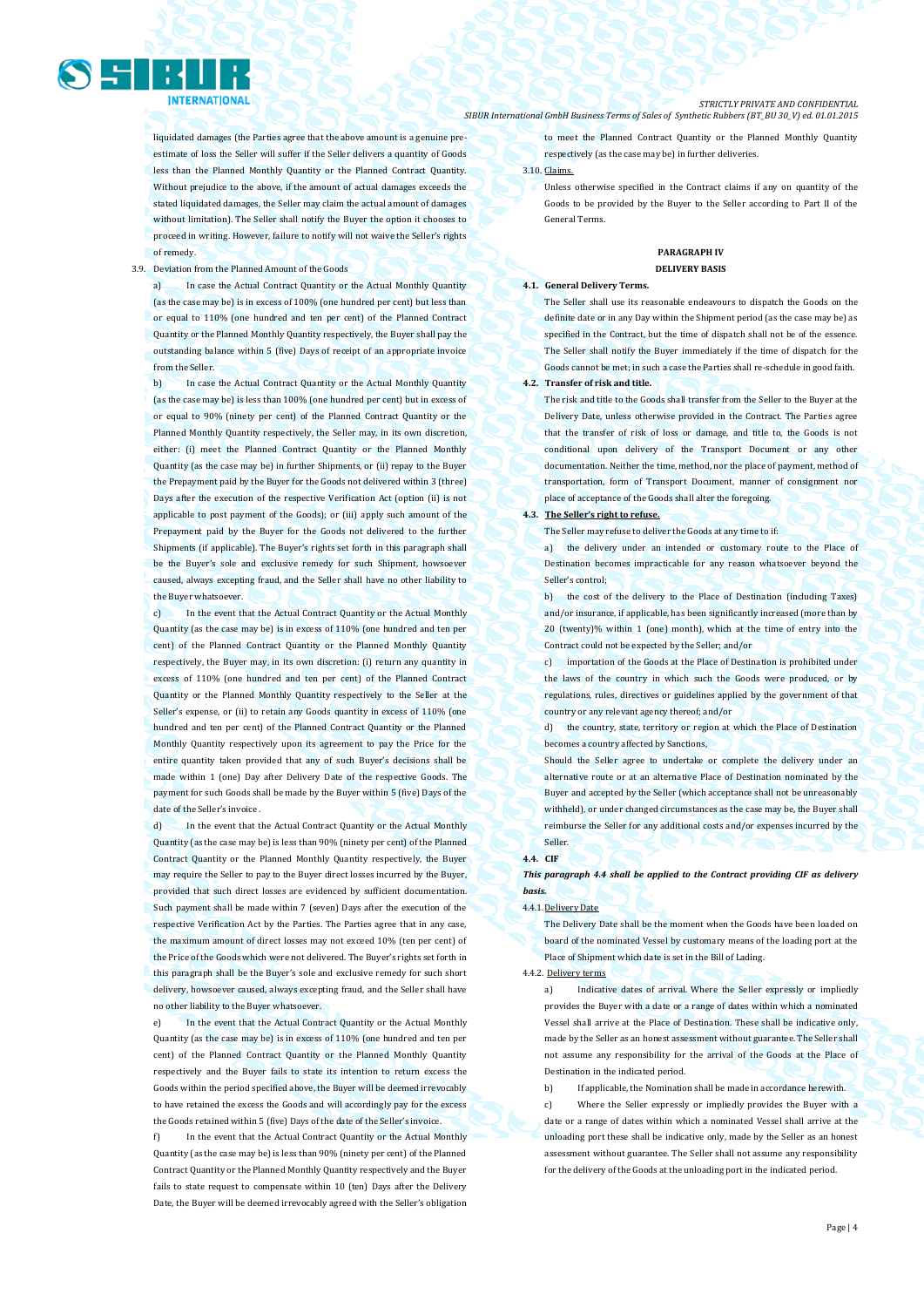liquidated damages (the Parties agree that the above amount is a genuine pre-estimate of loss the Seller will suffer if the Seller delivers a quantity of Goods less than the Planned Monthly Quantity or the Planned Contract Quantity. Without prejudice to the above, if the amount of actual damages exceeds the stated liquidated damages, the Seller may claim the actual amount of damages without limitation). The Seller shall notify the Buyer the option it chooses to proceed in writing. However, failure to notify will not waive the Seller's rights of remedy.

3.9. Deviation from the Planned Amount of the Goods

a) In case the Actual Contract Quantity or the Actual Monthly Quantity (as the case may be) is in excess of 100% (one hundred per cent) but less than or equal to 110% (one hundred and ten per cent) of the Planned Contract Quantity or the Planned Monthly Quantity respectively, the Buyer shall pay the outstanding balance within 5 (five) Days of receipt of an appropriate invoice from the Seller.

b) In case the Actual Contract Quantity or the Actual Monthly Quantity (as the case may be) is less than 100% (one hundred per cent) but in excess of or equal to 90% (ninety per cent) of the Planned Contract Quantity or the Planned Monthly Quantity respectively, the Seller may, in its own discretion, either: (i) meet the Planned Contract Quantity or the Planned Monthly Quantity (as the case may be) in further Shipments, or (ii) repay to the Buyer the Prepayment paid by the Buyer for the Goods not delivered within 3 (three) Days after the execution of the respective Verification Act (option (ii) is not applicable to post payment of the Goods); or (iii) apply such amount of the Prepayment paid by the Buyer for the Goods not delivered to the further Shipments (if applicable). The Buyer's rights set forth in this paragraph shall be the Buyer's sole and exclusive remedy for such Shipment, howsoever caused, always excepting fraud, and the Seller shall have no other liability to the Buyer whatsoever.

c) In the event that the Actual Contract Quantity or the Actual Monthly Quantity (as the case may be) is in excess of 110% (one hundred and ten per cent) of the Planned Contract Quantity or the Planned Monthly Quantity respectively, the Buyer may, in its own discretion: (i) return any quantity in excess of 110% (one hundred and ten per cent) of the Planned Contract Quantity or the Planned Monthly Quantity respectively to the Seller at the Seller's expense, or (ii) to retain any Goods quantity in excess of 110% (one hundred and ten per cent) of the Planned Contract Quantity or the Planned Monthly Quantity respectively upon its agreement to pay the Price for the entire quantity taken provided that any of such Buyer's decisions shall be made within 1 (one) Day after Delivery Date of the respective Goods. The payment for such Goods shall be made by the Buyer within 5 (five) Days of the date of the Seller's invoice.

d) In the event that the Actual Contract Quantity or the Actual Monthly Quantity (as the case may be) is less than 90% (ninety per cent) of the Planned Contract Quantity or the Planned Monthly Quantity respectively, the Buyer may require the Seller to pay to the Buyer direct losses incurred by the Buyer, provided that such direct losses are evidenced by sufficient documentation. Such payment shall be made within 7 (seven) Days after the execution of the respective Verification Act by the Parties. The Parties agree that in any case, the maximum amount of direct losses may not exceed 10% (ten per cent) of the Price of the Goods which were not delivered. The Buyer's rights set forth in this paragraph shall be the Buyer's sole and exclusive remedy for such short delivery, howsoever caused, always excepting fraud, and the Seller shall have no other liability to the Buyer whatsoever.

e) In the event that the Actual Contract Quantity or the Actual Monthly Quantity (as the case may be) is in excess of 110% (one hundred and ten per cent) of the Planned Contract Quantity or the Planned Monthly Quantity respectively and the Buyer fails to state its intention to return excess the Goods within the period specified above, the Buyer will be deemed irrevocably to have retained the excess the Goods and will accordingly pay for the excess the Goods retained within 5 (five) Days of the date of the Seller's invoice.

f) In the event that the Actual Contract Quantity or the Actual Monthly Quantity (as the case may be) is less than 90% (ninety per cent) of the Planned Contract Quantity or the Planned Monthly Quantity respectively and the Buyer fails to state request to compensate within 10 (ten) Days after the Delivery Date, the Buyer will be deemed irrevocably agreed with the Seller's obligation to meet the Planned Contract Quantity or the Planned Monthly Quantity respectively (as the case may be) in further deliveries.

3.10. Claims.

Unless otherwise specified in the Contract claims if any on quantity of the Goods to be provided by the Buyer to the Seller according to Part II of the General Terms.

**PARAGRAPH IV**

**DELIVERY BASIS**

**4.1. General Delivery Terms.**

The Seller shall use its reasonable endeavours to dispatch the Goods on the definite date or in any Day within the Shipment period (as the case may be) as specified in the Contract, but the time of dispatch shall not be of the essence. The Seller shall notify the Buyer immediately if the time of dispatch for the Goods cannot be met; in such a case the Parties shall re-schedule in good faith.

**4.2. Transfer of risk and title.**

The risk and title to the Goods shall transfer from the Seller to the Buyer at the Delivery Date, unless otherwise provided in the Contract. The Parties agree that the transfer of risk of loss or damage, and title to, the Goods is not conditional upon delivery of the Transport Document or any other documentation. Neither the time, method, nor the place of payment, method of transportation, form of Transport Document, manner of consignment nor place of acceptance of the Goods shall alter the foregoing.

**4.3. The Seller's right to refuse.**

The Seller may refuse to deliver the Goods at any time to if:

a) the delivery under an intended or customary route to the Place of Destination becomes impracticable for any reason whatsoever beyond the Seller's control;

b) the cost of the delivery to the Place of Destination (including Taxes) and/or insurance, if applicable, has been significantly increased (more than by 20 (twenty)% within 1 (one) month), which at the time of entry into the Contract could not be expected by the Seller; and/or

c) importation of the Goods at the Place of Destination is prohibited under the laws of the country in which such the Goods were produced, or by regulations, rules, directives or guidelines applied by the government of that country or any relevant agency thereof; and/or

d) the country, state, territory or region at which the Place of Destination becomes a country affected by Sanctions,

Should the Seller agree to undertake or complete the delivery under an alternative route or at an alternative Place of Destination nominated by the Buyer and accepted by the Seller (which acceptance shall not be unreasonably withheld), or under changed circumstances as the case may be, the Buyer shall reimburse the Seller for any additional costs and/or expenses incurred by the Seller.

**4.4. CIF**

***This paragraph 4.4 shall be applied to the Contract providing CIF as delivery basis.***

4.4.1. Delivery Date

The Delivery Date shall be the moment when the Goods have been loaded on board of the nominated Vessel by customary means of the loading port at the Place of Shipment which date is set in the Bill of Lading.

4.4.2. Delivery terms

a) Indicative dates of arrival. Where the Seller expressly or impliedly provides the Buyer with a date or a range of dates within which a nominated Vessel shall arrive at the Place of Destination. These shall be indicative only, made by the Seller as an honest assessment without guarantee. The Seller shall not assume any responsibility for the arrival of the Goods at the Place of Destination in the indicated period.

b) If applicable, the Nomination shall be made in accordance herewith.

c) Where the Seller expressly or impliedly provides the Buyer with a date or a range of dates within which a nominated Vessel shall arrive at the unloading port these shall be indicative only, made by the Seller as an honest assessment without guarantee. The Seller shall not assume any responsibility for the delivery of the Goods at the unloading port in the indicated period.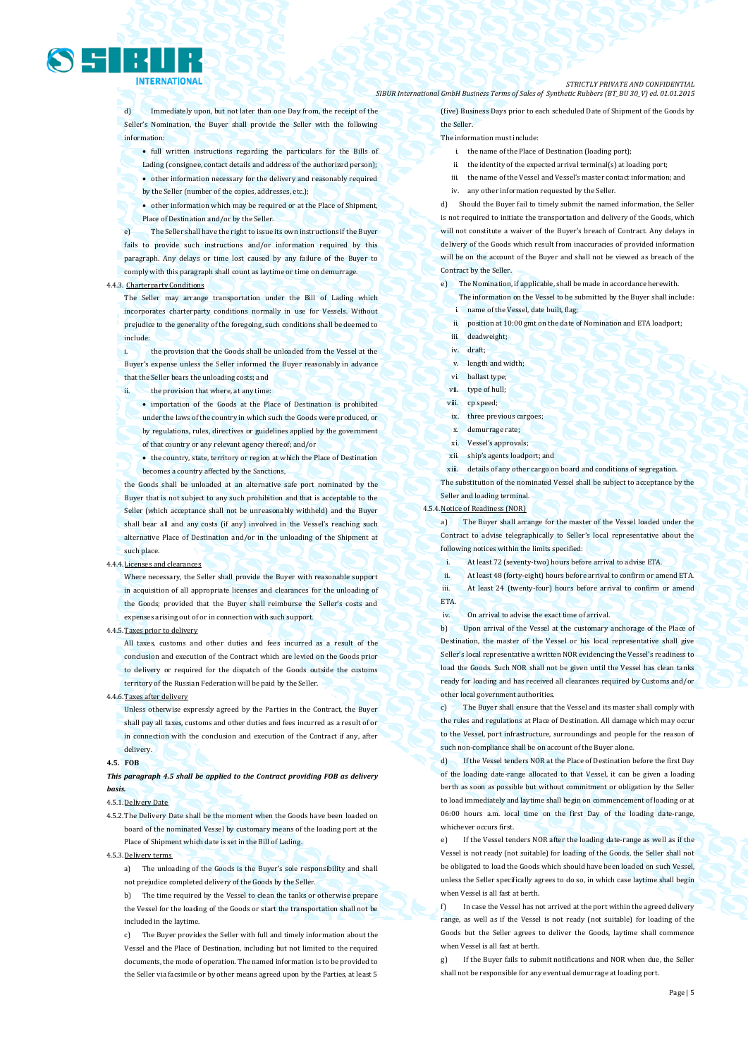d) Immediately upon, but not later than one Day from, the receipt of the Seller's Nomination, the Buyer shall provide the Seller with the following information:

- full written instructions regarding the particulars for the Bills of Lading (consignee, contact details and address of the authorized person);
- other information necessary for the delivery and reasonably required by the Seller (number of the copies, addresses, etc.);
- other information which may be required or at the Place of Shipment, Place of Destination and/or by the Seller.

e) The Seller shall have the right to issue its own instructions if the Buyer fails to provide such instructions and/or information required by this paragraph. Any delays or time lost caused by any failure of the Buyer to comply with this paragraph shall count as laytime or time on demurrage.

4.4.3. Charterparty Conditions

The Seller may arrange transportation under the Bill of Lading which incorporates charterparty conditions normally in use for Vessels. Without prejudice to the generality of the foregoing, such conditions shall be deemed to include:

i. the provision that the Goods shall be unloaded from the Vessel at the Buyer's expense unless the Seller informed the Buyer reasonably in advance that the Seller bears the unloading costs; and

ii. the provision that where, at any time:

- importation of the Goods at the Place of Destination is prohibited under the laws of the country in which such the Goods were produced, or by regulations, rules, directives or guidelines applied by the government of that country or any relevant agency thereof; and/or
- the country, state, territory or region at which the Place of Destination becomes a country affected by the Sanctions,

the Goods shall be unloaded at an alternative safe port nominated by the Buyer that is not subject to any such prohibition and that is acceptable to the Seller (which acceptance shall not be unreasonably withheld) and the Buyer shall bear all and any costs (if any) involved in the Vessel's reaching such alternative Place of Destination and/or in the unloading of the Shipment at such place.

4.4.4. Licenses and clearances

Where necessary, the Seller shall provide the Buyer with reasonable support in acquisition of all appropriate licenses and clearances for the unloading of the Goods; provided that the Buyer shall reimburse the Seller's costs and expenses arising out of or in connection with such support.

4.4.5. Taxes prior to delivery

All taxes, customs and other duties and fees incurred as a result of the conclusion and execution of the Contract which are levied on the Goods prior to delivery or required for the dispatch of the Goods outside the customs territory of the Russian Federation will be paid by the Seller.

4.4.6. Taxes after delivery

Unless otherwise expressly agreed by the Parties in the Contract, the Buyer shall pay all taxes, customs and other duties and fees incurred as a result of or in connection with the conclusion and execution of the Contract if any, after delivery.

**4.5. FOB**

***This paragraph 4.5 shall be applied to the Contract providing FOB as delivery basis.***

4.5.1. Delivery Date

4.5.2. The Delivery Date shall be the moment when the Goods have been loaded on board of the nominated Vessel by customary means of the loading port at the Place of Shipment which date is set in the Bill of Lading.

4.5.3. Delivery terms

a) The unloading of the Goods is the Buyer's sole responsibility and shall not prejudice completed delivery of the Goods by the Seller.

b) The time required by the Vessel to clean the tanks or otherwise prepare the Vessel for the loading of the Goods or start the transportation shall not be included in the laytime.

c) The Buyer provides the Seller with full and timely information about the Vessel and the Place of Destination, including but not limited to the required documents, the mode of operation. The named information is to be provided to the Seller via facsimile or by other means agreed upon by the Parties, at least 5 (five) Business Days prior to each scheduled Date of Shipment of the Goods by the Seller.

The information must include:

i. the name of the Place of Destination (loading port);
ii. the identity of the expected arrival terminal(s) at loading port;
iii. the name of the Vessel and Vessel's master contact information; and
iv. any other information requested by the Seller.

d) Should the Buyer fail to timely submit the named information, the Seller is not required to initiate the transportation and delivery of the Goods, which will not constitute a waiver of the Buyer's breach of Contract. Any delays in delivery of the Goods which result from inaccuracies of provided information will be on the account of the Buyer and shall not be viewed as breach of the Contract by the Seller.

e) The Nomination, if applicable, shall be made in accordance herewith.

The information on the Vessel to be submitted by the Buyer shall include:

i. name of the Vessel, date built, flag;
ii. position at 10:00 gmt on the date of Nomination and ETA loadport;
iii. deadweight;
iv. draft;
v. length and width;
vi. ballast type;
vii. type of hull;
viii. cp speed;
ix. three previous cargoes;
x. demurrage rate;
xi. Vessel's approvals;
xii. ship's agents loadport; and
xiii. details of any other cargo on board and conditions of segregation.

The substitution of the nominated Vessel shall be subject to acceptance by the Seller and loading terminal.

4.5.4. Notice of Readiness (NOR)

a) The Buyer shall arrange for the master of the Vessel loaded under the Contract to advise telegraphically to Seller's local representative about the following notices within the limits specified:

i. At least 72 (seventy-two) hours before arrival to advise ETA.
ii. At least 48 (forty-eight) hours before arrival to confirm or amend ETA.
iii. At least 24 (twenty-four) hours before arrival to confirm or amend ETA.
iv. On arrival to advise the exact time of arrival.

b) Upon arrival of the Vessel at the customary anchorage of the Place of Destination, the master of the Vessel or his local representative shall give Seller's local representative a written NOR evidencing the Vessel's readiness to load the Goods. Such NOR shall not be given until the Vessel has clean tanks ready for loading and has received all clearances required by Customs and/or other local government authorities.

c) The Buyer shall ensure that the Vessel and its master shall comply with the rules and regulations at Place of Destination. All damage which may occur to the Vessel, port infrastructure, surroundings and people for the reason of such non-compliance shall be on account of the Buyer alone.

d) If the Vessel tenders NOR at the Place of Destination before the first Day of the loading date-range allocated to that Vessel, it can be given a loading berth as soon as possible but without commitment or obligation by the Seller to load immediately and laytime shall begin on commencement of loading or at 06:00 hours a.m. local time on the first Day of the loading date-range, whichever occurs first.

e) If the Vessel tenders NOR after the loading date-range as well as if the Vessel is not ready (not suitable) for loading of the Goods, the Seller shall not be obligated to load the Goods which should have been loaded on such Vessel, unless the Seller specifically agrees to do so, in which case laytime shall begin when Vessel is all fast at berth.

f) In case the Vessel has not arrived at the port within the agreed delivery range, as well as if the Vessel is not ready (not suitable) for loading of the Goods but the Seller agrees to deliver the Goods, laytime shall commence when Vessel is all fast at berth.

g) If the Buyer fails to submit notifications and NOR when due, the Seller shall not be responsible for any eventual demurrage at loading port.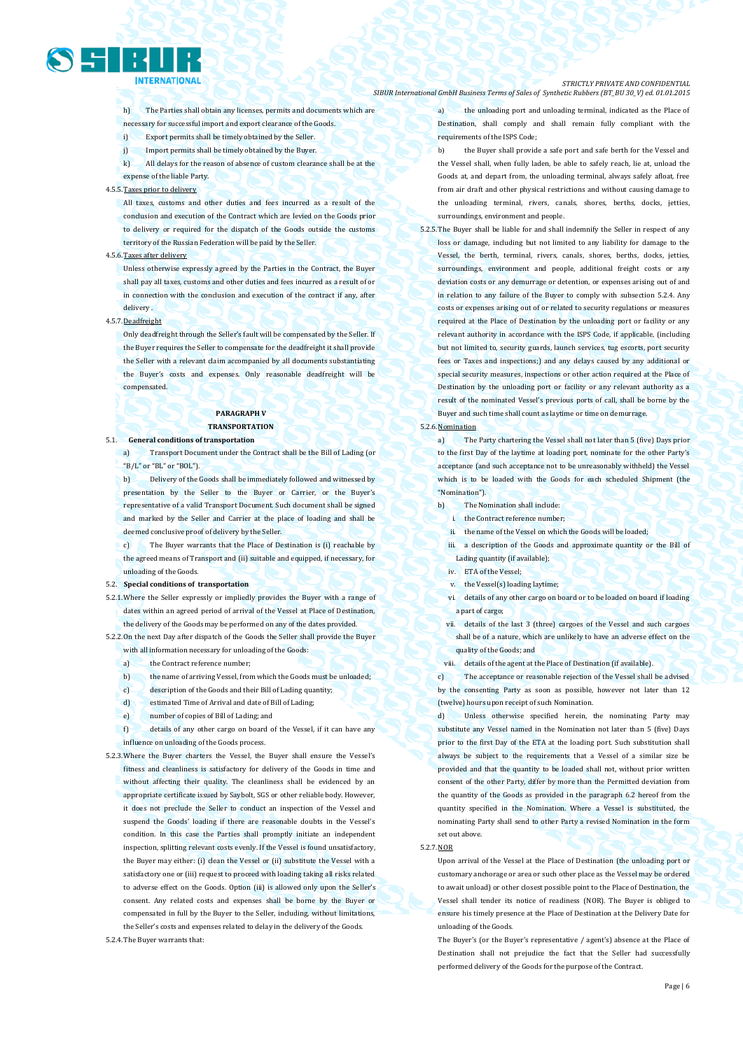h) The Parties shall obtain any licenses, permits and documents which are necessary for successful import and export clearance of the Goods.

i) Export permits shall be timely obtained by the Seller.

j) Import permits shall be timely obtained by the Buyer.

k) All delays for the reason of absence of custom clearance shall be at the expense of the liable Party.

4.5.5. Taxes prior to delivery

All taxes, customs and other duties and fees incurred as a result of the conclusion and execution of the Contract which are levied on the Goods prior to delivery or required for the dispatch of the Goods outside the customs territory of the Russian Federation will be paid by the Seller.

4.5.6. Taxes after delivery

Unless otherwise expressly agreed by the Parties in the Contract, the Buyer shall pay all taxes, customs and other duties and fees incurred as a result of or in connection with the conclusion and execution of the contract if any, after delivery.

4.5.7. Deadfreight

Only deadfreight through the Seller's fault will be compensated by the Seller. If the Buyer requires the Seller to compensate for the deadfreight it shall provide the Seller with a relevant claim accompanied by all documents substantiating the Buyer's costs and expenses. Only reasonable deadfreight will be compensated.

## PARAGRAPH V
## TRANSPORTATION

5.1. **General conditions of transportation**

a) Transport Document under the Contract shall be the Bill of Lading (or "B/L" or "BL" or "BOL").

b) Delivery of the Goods shall be immediately followed and witnessed by presentation by the Seller to the Buyer or Carrier, or the Buyer's representative of a valid Transport Document. Such document shall be signed and marked by the Seller and Carrier at the place of loading and shall be deemed conclusive proof of delivery by the Seller.

c) The Buyer warrants that the Place of Destination is (i) reachable by the agreed means of Transport and (ii) suitable and equipped, if necessary, for unloading of the Goods.

5.2. **Special conditions of transportation**

5.2.1. Where the Seller expressly or impliedly provides the Buyer with a range of dates within an agreed period of arrival of the Vessel at Place of Destination, the delivery of the Goods may be performed on any of the dates provided.

5.2.2. On the next Day after dispatch of the Goods the Seller shall provide the Buyer with all information necessary for unloading of the Goods:

a) the Contract reference number;

b) the name of arriving Vessel, from which the Goods must be unloaded;

c) description of the Goods and their Bill of Lading quantity;

d) estimated Time of Arrival and date of Bill of Lading;

e) number of copies of Bill of Lading; and

f) details of any other cargo on board of the Vessel, if it can have any influence on unloading of the Goods process.

5.2.3. Where the Buyer charters the Vessel, the Buyer shall ensure the Vessel's fitness and cleanliness is satisfactory for delivery of the Goods in time and without affecting their quality. The cleanliness shall be evidenced by an appropriate certificate issued by Saybolt, SGS or other reliable body. However, it does not preclude the Seller to conduct an inspection of the Vessel and suspend the Goods' loading if there are reasonable doubts in the Vessel's condition. In this case the Parties shall promptly initiate an independent inspection, splitting relevant costs evenly. If the Vessel is found unsatisfactory, the Buyer may either: (i) clean the Vessel or (ii) substitute the Vessel with a satisfactory one or (iii) request to proceed with loading taking all risks related to adverse effect on the Goods. Option (iii) is allowed only upon the Seller's consent. Any related costs and expenses shall be borne by the Buyer or compensated in full by the Buyer to the Seller, including, without limitations, the Seller's costs and expenses related to delay in the delivery of the Goods.

5.2.4. The Buyer warrants that:

a) the unloading port and unloading terminal, indicated as the Place of Destination, shall comply and shall remain fully compliant with the requirements of the ISPS Code;

b) the Buyer shall provide a safe port and safe berth for the Vessel and the Vessel shall, when fully laden, be able to safely reach, lie at, unload the Goods at, and depart from, the unloading terminal, always safely afloat, free from air draft and other physical restrictions and without causing damage to the unloading terminal, rivers, canals, shores, berths, docks, jetties, surroundings, environment and people.

5.2.5. The Buyer shall be liable for and shall indemnify the Seller in respect of any loss or damage, including but not limited to any liability for damage to the Vessel, the berth, terminal, rivers, canals, shores, berths, docks, jetties, surroundings, environment and people, additional freight costs or any deviation costs or any demurrage or detention, or expenses arising out of and in relation to any failure of the Buyer to comply with subsection 5.2.4. Any costs or expenses arising out of or related to security regulations or measures required at the Place of Destination by the unloading port or facility or any relevant authority in accordance with the ISPS Code, if applicable, (including but not limited to, security guards, launch services, tug escorts, port security fees or Taxes and inspections;) and any delays caused by any additional or special security measures, inspections or other action required at the Place of Destination by the unloading port or facility or any relevant authority as a result of the nominated Vessel's previous ports of call, shall be borne by the Buyer and such time shall count as laytime or time on demurrage.

5.2.6. Nomination

a) The Party chartering the Vessel shall not later than 5 (five) Days prior to the first Day of the laytime at loading port, nominate for the other Party's acceptance (and such acceptance not to be unreasonably withheld) the Vessel which is to be loaded with the Goods for each scheduled Shipment (the "Nomination").

b) The Nomination shall include:

i. the Contract reference number;

ii. the name of the Vessel on which the Goods will be loaded;

iii. a description of the Goods and approximate quantity or the Bill of Lading quantity (if available);

iv. ETA of the Vessel;

v. the Vessel(s) loading laytime;

vi. details of any other cargo on board or to be loaded on board if loading a part of cargo;

vii. details of the last 3 (three) cargoes of the Vessel and such cargoes shall be of a nature, which are unlikely to have an adverse effect on the quality of the Goods; and

viii. details of the agent at the Place of Destination (if available).

c) The acceptance or reasonable rejection of the Vessel shall be advised by the consenting Party as soon as possible, however not later than 12 (twelve) hours upon receipt of such Nomination.

d) Unless otherwise specified herein, the nominating Party may substitute any Vessel named in the Nomination not later than 5 (five) Days prior to the first Day of the ETA at the loading port. Such substitution shall always be subject to the requirements that a Vessel of a similar size be provided and that the quantity to be loaded shall not, without prior written consent of the other Party, differ by more than the Permitted deviation from the quantity of the Goods as provided in the paragraph 6.2 hereof from the quantity specified in the Nomination. Where a Vessel is substituted, the nominating Party shall send to other Party a revised Nomination in the form set out above.

5.2.7. NOR

Upon arrival of the Vessel at the Place of Destination (the unloading port or customary anchorage or area or such other place as the Vessel may be ordered to await unload) or other closest possible point to the Place of Destination, the Vessel shall tender its notice of readiness (NOR). The Buyer is obliged to ensure his timely presence at the Place of Destination at the Delivery Date for unloading of the Goods.

The Buyer's (or the Buyer's representative / agent's) absence at the Place of Destination shall not prejudice the fact that the Seller had successfully performed delivery of the Goods for the purpose of the Contract.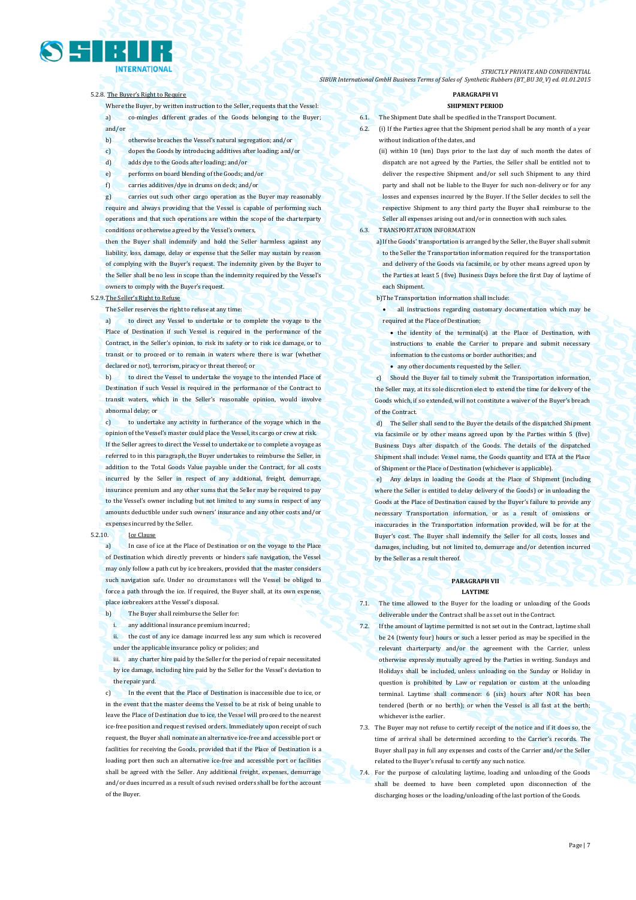5.2.8. The Buyer's Right to Require

Where the Buyer, by written instruction to the Seller, requests that the Vessel:

a) co-mingles different grades of the Goods belonging to the Buyer; and/or

b) otherwise breaches the Vessel's natural segregation; and/or

c) dopes the Goods by introducing additives after loading; and/or

d) adds dye to the Goods after loading; and/or

e) performs on board blending of the Goods; and/or

f) carries additives/dye in drums on deck; and/or

g) carries out such other cargo operation as the Buyer may reasonably require and always providing that the Vessel is capable of performing such operations and that such operations are within the scope of the charterparty conditions or otherwise agreed by the Vessel's owners,

then the Buyer shall indemnify and hold the Seller harmless against any liability, loss, damage, delay or expense that the Seller may sustain by reason of complying with the Buyer's request. The indemnity given by the Buyer to the Seller shall be no less in scope than the indemnity required by the Vessel's owners to comply with the Buyer's request.

5.2.9. The Seller's Right to Refuse

The Seller reserves the right to refuse at any time:

a) to direct any Vessel to undertake or to complete the voyage to the Place of Destination if such Vessel is required in the performance of the Contract, in the Seller's opinion, to risk its safety or to risk ice damage, or to transit or to proceed or to remain in waters where there is war (whether declared or not), terrorism, piracy or threat thereof; or

b) to direct the Vessel to undertake the voyage to the intended Place of Destination if such Vessel is required in the performance of the Contract to transit waters, which in the Seller's reasonable opinion, would involve abnormal delay; or

c) to undertake any activity in furtherance of the voyage which in the opinion of the Vessel's master could place the Vessel, its cargo or crew at risk.

If the Seller agrees to direct the Vessel to undertake or to complete a voyage as referred to in this paragraph, the Buyer undertakes to reimburse the Seller, in addition to the Total Goods Value payable under the Contract, for all costs incurred by the Seller in respect of any additional, freight, demurrage, insurance premium and any other sums that the Seller may be required to pay to the Vessel's owner including but not limited to any sums in respect of any amounts deductible under such owners' insurance and any other costs and/or expenses incurred by the Seller.

5.2.10. Ice Clause

a) In case of ice at the Place of Destination or on the voyage to the Place of Destination which directly prevents or hinders safe navigation, the Vessel may only follow a path cut by ice breakers, provided that the master considers such navigation safe. Under no circumstances will the Vessel be obliged to force a path through the ice. If required, the Buyer shall, at its own expense, place icebreakers at the Vessel's disposal.

b) The Buyer shall reimburse the Seller for:

i. any additional insurance premium incurred;

ii. the cost of any ice damage incurred less any sum which is recovered under the applicable insurance policy or policies; and

iii. any charter hire paid by the Seller for the period of repair necessitated by ice damage, including hire paid by the Seller for the Vessel's deviation to the repair yard.

c) In the event that the Place of Destination is inaccessible due to ice, or in the event that the master deems the Vessel to be at risk of being unable to leave the Place of Destination due to ice, the Vessel will proceed to the nearest ice-free position and request revised orders. Immediately upon receipt of such request, the Buyer shall nominate an alternative ice-free and accessible port or facilities for receiving the Goods, provided that if the Place of Destination is a loading port then such an alternative ice-free and accessible port or facilities shall be agreed with the Seller. Any additional freight, expenses, demurrage and/or dues incurred as a result of such revised orders shall be for the account of the Buyer.

## PARAGRAPH VI
## SHIPMENT PERIOD

6.1. The Shipment Date shall be specified in the Transport Document.

6.2. (i) If the Parties agree that the Shipment period shall be any month of a year without indication of the dates, and

(ii) within 10 (ten) Days prior to the last day of such month the dates of dispatch are not agreed by the Parties, the Seller shall be entitled not to deliver the respective Shipment and/or sell such Shipment to any third party and shall not be liable to the Buyer for such non-delivery or for any losses and expenses incurred by the Buyer. If the Seller decides to sell the respective Shipment to any third party the Buyer shall reimburse to the Seller all expenses arising out and/or in connection with such sales.

6.3. TRANSPORTATION INFORMATION

a) If the Goods' transportation is arranged by the Seller, the Buyer shall submit to the Seller the Transportation information required for the transportation and delivery of the Goods via facsimile, or by other means agreed upon by the Parties at least 5 (five) Business Days before the first Day of laytime of each Shipment.

b) The Transportation information shall include:

- all instructions regarding customary documentation which may be required at the Place of Destination;
- the identity of the terminal(s) at the Place of Destination, with instructions to enable the Carrier to prepare and submit necessary information to the customs or border authorities; and
- any other documents requested by the Seller.

c) Should the Buyer fail to timely submit the Transportation information, the Seller may, at its sole discretion elect to extend the time for delivery of the Goods which, if so extended, will not constitute a waiver of the Buyer's breach of the Contract.

d) The Seller shall send to the Buyer the details of the dispatched Shipment via facsimile or by other means agreed upon by the Parties within 5 (five) Business Days after dispatch of the Goods. The details of the dispatched Shipment shall include: Vessel name, the Goods quantity and ETA at the Place of Shipment or the Place of Destination (whichever is applicable).

e) Any delays in loading the Goods at the Place of Shipment (including where the Seller is entitled to delay delivery of the Goods) or in unloading the Goods at the Place of Destination caused by the Buyer's failure to provide any necessary Transportation information, or as a result of omissions or inaccuracies in the Transportation information provided, will be for at the Buyer's cost. The Buyer shall indemnify the Seller for all costs, losses and damages, including, but not limited to, demurrage and/or detention incurred by the Seller as a result thereof.

## PARAGRAPH VII
## LAYTIME

7.1. The time allowed to the Buyer for the loading or unloading of the Goods deliverable under the Contract shall be as set out in the Contract.

7.2. If the amount of laytime permitted is not set out in the Contract, laytime shall be 24 (twenty four) hours or such a lesser period as may be specified in the relevant charterparty and/or the agreement with the Carrier, unless otherwise expressly mutually agreed by the Parties in writing. Sundays and Holidays shall be included, unless unloading on the Sunday or Holiday in question is prohibited by Law or regulation or custom at the unloading terminal. Laytime shall commence: 6 (six) hours after NOR has been tendered (berth or no berth); or when the Vessel is all fast at the berth; whichever is the earlier.

7.3. The Buyer may not refuse to certify receipt of the notice and if it does so, the time of arrival shall be determined according to the Carrier's records. The Buyer shall pay in full any expenses and costs of the Carrier and/or the Seller related to the Buyer's refusal to certify any such notice.

7.4. For the purpose of calculating laytime, loading and unloading of the Goods shall be deemed to have been completed upon disconnection of the discharging hoses or the loading/unloading of the last portion of the Goods.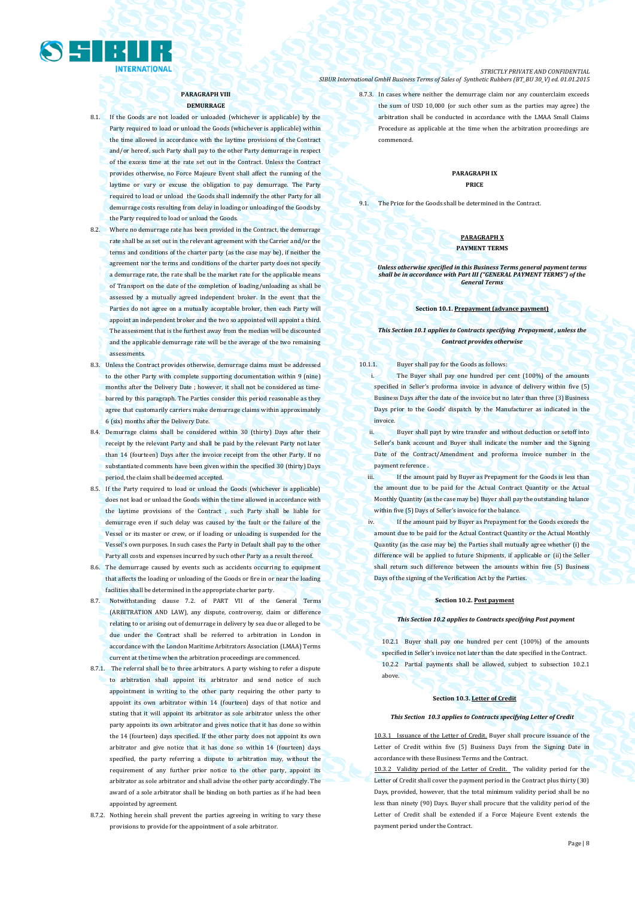**PARAGRAPH VIII**

**DEMURRAGE**

8.1. If the Goods are not loaded or unloaded (whichever is applicable) by the Party required to load or unload the Goods (whichever is applicable) within the time allowed in accordance with the laytime provisions of the Contract and/or hereof, such Party shall pay to the other Party demurrage in respect of the excess time at the rate set out in the Contract. Unless the Contract provides otherwise, no Force Majeure Event shall affect the running of the laytime or vary or excuse the obligation to pay demurrage. The Party required to load or unload the Goods shall indemnify the other Party for all demurrage costs resulting from delay in loading or unloading of the Goods by the Party required to load or unload the Goods.

8.2. Where no demurrage rate has been provided in the Contract, the demurrage rate shall be as set out in the relevant agreement with the Carrier and/or the terms and conditions of the charter party (as the case may be), if neither the agreement nor the terms and conditions of the charter party does not specify a demurrage rate, the rate shall be the market rate for the applicable means of Transport on the date of the completion of loading/unloading as shall be assessed by a mutually agreed independent broker. In the event that the Parties do not agree on a mutually acceptable broker, then each Party will appoint an independent broker and the two so appointed will appoint a third. The assessment that is the furthest away from the median will be discounted and the applicable demurrage rate will be the average of the two remaining assessments.

8.3. Unless the Contract provides otherwise, demurrage claims must be addressed to the other Party with complete supporting documentation within 9 (nine) months after the Delivery Date ; however, it shall not be considered as time-barred by this paragraph. The Parties consider this period reasonable as they agree that customarily carriers make demurrage claims within approximately 6 (six) months after the Delivery Date.

8.4. Demurrage claims shall be considered within 30 (thirty) Days after their receipt by the relevant Party and shall be paid by the relevant Party not later than 14 (fourteen) Days after the invoice receipt from the other Party. If no substantiated comments have been given within the specified 30 (thirty) Days period, the claim shall be deemed accepted.

8.5. If the Party required to load or unload the Goods (whichever is applicable) does not load or unload the Goods within the time allowed in accordance with the laytime provisions of the Contract , such Party shall be liable for demurrage even if such delay was caused by the fault or the failure of the Vessel or its master or crew, or if loading or unloading is suspended for the Vessel's own purposes. In such cases the Party in Default shall pay to the other Party all costs and expenses incurred by such other Party as a result thereof.

8.6. The demurrage caused by events such as accidents occurring to equipment that affects the loading or unloading of the Goods or fire in or near the loading facilities shall be determined in the appropriate charter party.

8.7. Notwithstanding clause 7.2. of PART VII of the General Terms (ARBITRATION AND LAW), any dispute, controversy, claim or difference relating to or arising out of demurrage in delivery by sea due or alleged to be due under the Contract shall be referred to arbitration in London in accordance with the London Maritime Arbitrators Association (LMAA) Terms current at the time when the arbitration proceedings are commenced.

8.7.1. The referral shall be to three arbitrators. A party wishing to refer a dispute to arbitration shall appoint its arbitrator and send notice of such appointment in writing to the other party requiring the other party to appoint its own arbitrator within 14 (fourteen) days of that notice and stating that it will appoint its arbitrator as sole arbitrator unless the other party appoints its own arbitrator and gives notice that it has done so within the 14 (fourteen) days specified. If the other party does not appoint its own arbitrator and give notice that it has done so within 14 (fourteen) days specified, the party referring a dispute to arbitration may, without the requirement of any further prior notice to the other party, appoint its arbitrator as sole arbitrator and shall advise the other party accordingly. The award of a sole arbitrator shall be binding on both parties as if he had been appointed by agreement.

8.7.2. Nothing herein shall prevent the parties agreeing in writing to vary these provisions to provide for the appointment of a sole arbitrator.

8.7.3. In cases where neither the demurrage claim nor any counterclaim exceeds the sum of USD 10,000 (or such other sum as the parties may agree) the arbitration shall be conducted in accordance with the LMAA Small Claims Procedure as applicable at the time when the arbitration proceedings are commenced.

**PARAGRAPH IX**

**PRICE**

9.1. The Price for the Goods shall be determined in the Contract.

**PARAGRAPH X**

**PAYMENT TERMS**

***Unless otherwise specified in this Business Terms general payment terms shall be in accordance with Part III ("GENERAL PAYMENT TERMS") of the General Terms***

**Section 10.1. Prepayment (advance payment)**

***This Section 10.1 applies to Contracts specifying Prepayment , unless the Contract provides otherwise***

10.1.1. Buyer shall pay for the Goods as follows:

i. The Buyer shall pay one hundred per cent (100%) of the amounts specified in Seller's proforma invoice in advance of delivery within five (5) Business Days after the date of the invoice but no later than three (3) Business Days prior to the Goods' dispatch by the Manufacturer as indicated in the invoice.

ii. Buyer shall payt by wire transfer and without deduction or setoff into Seller's bank account and Buyer shall indicate the number and the Signing Date of the Contract/Amendment and proforma invoice number in the payment reference .

iii. If the amount paid by Buyer as Prepayment for the Goods is less than the amount due to be paid for the Actual Contract Quantity or the Actual Monthly Quantity (as the case may be) Buyer shall pay the outstanding balance within five (5) Days of Seller's invoice for the balance.

iv. If the amount paid by Buyer as Prepayment for the Goods exceeds the amount due to be paid for the Actual Contract Quantity or the Actual Monthly Quantity (as the case may be) the Parties shall mutually agree whether (i) the difference will be applied to future Shipments, if applicable or (ii) the Seller shall return such difference between the amounts within five (5) Business Days of the signing of the Verification Act by the Parties.

**Section 10.2. Post payment**

***This Section 10.2 applies to Contracts specifying Post payment***

10.2.1 Buyer shall pay one hundred per cent (100%) of the amounts specified in Seller's invoice not later than the date specified in the Contract.

10.2.2 Partial payments shall be allowed, subject to subsection 10.2.1 above.

**Section 10.3. Letter of Credit**

***This Section 10.3 applies to Contracts specifying Letter of Credit***

10.3.1 Issuance of the Letter of Credit. Buyer shall procure issuance of the Letter of Credit within five (5) Business Days from the Signing Date in accordance with these Business Terms and the Contract.

10.3.2 Validity period of the Letter of Credit. The validity period for the Letter of Credit shall cover the payment period in the Contract plus thirty (30) Days, provided, however, that the total minimum validity period shall be no less than ninety (90) Days. Buyer shall procure that the validity period of the Letter of Credit shall be extended if a Force Majeure Event extends the payment period under the Contract.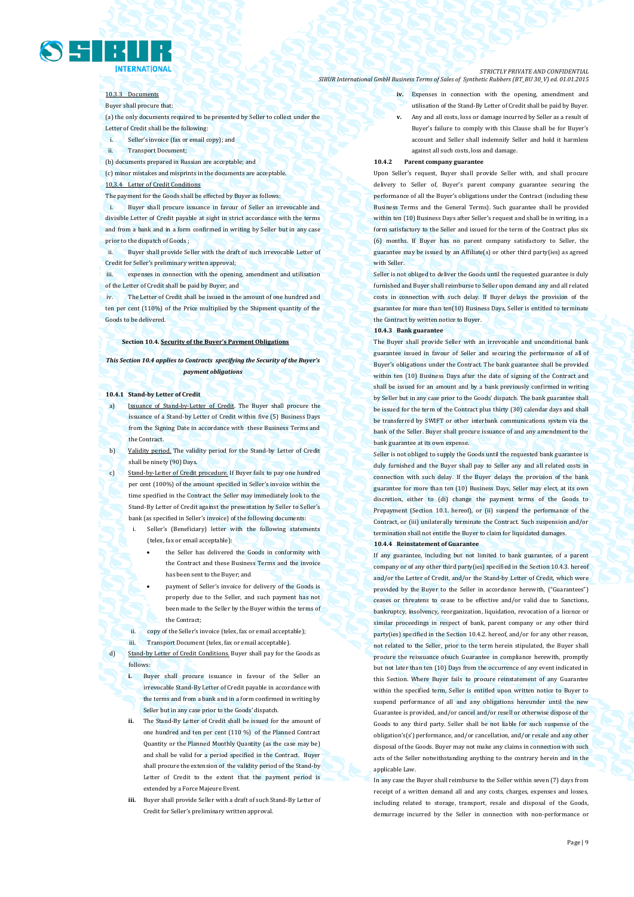10.3.3 Documents

Buyer shall procure that:

(a) the only documents required to be presented by Seller to collect under the Letter of Credit shall be the following:

i. Seller's invoice (fax or email copy); and

ii. Transport Document;

(b) documents prepared in Russian are acceptable; and

(c) minor mistakes and misprints in the documents are acceptable.

10.3.4 Letter of Credit Conditions

The payment for the Goods shall be effected by Buyer as follows:

i. Buyer shall procure issuance in favour of Seller an irrevocable and divisible Letter of Credit payable at sight in strict accordance with the terms and from a bank and in a form confirmed in writing by Seller but in any case prior to the dispatch of Goods ;

ii. Buyer shall provide Seller with the draft of such irrevocable Letter of Credit for Seller's preliminary written approval;

iii. expenses in connection with the opening, amendment and utilisation of the Letter of Credit shall be paid by Buyer; and

iv. The Letter of Credit shall be issued in the amount of one hundred and ten per cent (110%) of the Price multiplied by the Shipment quantity of the Goods to be delivered.

## Section 10.4. Security of the Buyer's Payment Obligations

***This Section 10.4 applies to Contracts specifying the Security of the Buyer's payment obligations***

**10.4.1 Stand-by Letter of Credit**

a) Issuance of Stand-by-Letter of Credit. The Buyer shall procure the issuance of a Stand-by Letter of Credit within five (5) Business Days from the Signing Date in accordance with these Business Terms and the Contract.

b) Validity period. The validity period for the Stand-by Letter of Credit shall be ninety (90) Days.

c) Stand-by-Letter of Credit procedure. If Buyer fails to pay one hundred per cent (100%) of the amount specified in Seller's invoice within the time specified in the Contract the Seller may immediately look to the Stand-By Letter of Credit against the presentation by Seller to Seller's bank (as specified in Seller's invoice) of the following documents:

   i. Seller's (Beneficiary) letter with the following statements (telex, fax or email acceptable):

      - the Seller has delivered the Goods in conformity with the Contract and these Business Terms and the invoice has been sent to the Buyer; and
      - payment of Seller's invoice for delivery of the Goods is properly due to the Seller, and such payment has not been made to the Seller by the Buyer within the terms of the Contract;

   ii. copy of the Seller's invoice (telex, fax or email acceptable);

   iii. Transport Document (telex, fax or email acceptable).

d) Stand-by Letter of Credit Conditions. Buyer shall pay for the Goods as follows:

   **i.** Buyer shall procure issuance in favour of the Seller an irrevocable Stand-By Letter of Credit payable in accordance with the terms and from a bank and in a form confirmed in writing by Seller but in any case prior to the Goods' dispatch.

   **ii.** The Stand-By Letter of Credit shall be issued for the amount of one hundred and ten per cent (110 %) of the Planned Contract Quantity or the Planned Monthly Quantity (as the case may be) and shall be valid for a period specified in the Contract. Buyer shall procure the extension of the validity period of the Stand-by Letter of Credit to the extent that the payment period is extended by a Force Majeure Event.

   **iii.** Buyer shall provide Seller with a draft of such Stand-By Letter of Credit for Seller's preliminary written approval.

   **iv.** Expenses in connection with the opening, amendment and utilisation of the Stand-By Letter of Credit shall be paid by Buyer.

   **v.** Any and all costs, loss or damage incurred by Seller as a result of Buyer's failure to comply with this Clause shall be for Buyer's account and Seller shall indemnify Seller and hold it harmless against all such costs, loss and damage.

**10.4.2 Parent company guarantee**

Upon Seller's request, Buyer shall provide Seller with, and shall procure delivery to Seller of, Buyer's parent company guarantee securing the performance of all the Buyer's obligations under the Contract (including these Business Terms and the General Terms). Such guarantee shall be provided within ten (10) Business Days after Seller's request and shall be in writing, in a form satisfactory to the Seller and issued for the term of the Contract plus six (6) months. If Buyer has no parent company satisfactory to Seller, the guarantee may be issued by an Affiliate(s) or other third party(ies) as agreed with Seller.

Seller is not obliged to deliver the Goods until the requested guarantee is duly furnished and Buyer shall reimburse to Seller upon demand any and all related costs in connection with such delay. If Buyer delays the provision of the guarantee for more than ten(10) Business Days, Seller is entitled to terminate the Contract by written notice to Buyer.

**10.4.3 Bank guarantee**

The Buyer shall provide Seller with an irrevocable and unconditional bank guarantee issued in favour of Seller and securing the performance of all of Buyer's obligations under the Contract. The bank guarantee shall be provided within ten (10) Business Days after the date of signing of the Contract and shall be issued for an amount and by a bank previously confirmed in writing by Seller but in any case prior to the Goods' dispatch. The bank guarantee shall be issued for the term of the Contract plus thirty (30) calendar days and shall be transferred by SWIFT or other interbank communications system via the bank of the Seller. Buyer shall procure issuance of and any amendment to the bank guarantee at its own expense.

Seller is not obliged to supply the Goods until the requested bank guarantee is duly furnished and the Buyer shall pay to Seller any and all related costs in connection with such delay. If the Buyer delays the provision of the bank guarantee for more than ten (10) Business Days, Seller may elect, at its own discretion, either to (di) change the payment terms of the Goods to Prepayment (Section 10.1. hereof), or (ii) suspend the performance of the Contract, or (iii) unilaterally terminate the Contract. Such suspension and/or termination shall not entitle the Buyer to claim for liquidated damages.

**10.4.4 Reinstatement of Guarantee**

If any guarantee, including but not limited to bank guarantee, of a parent company or of any other third party(ies) specified in the Section 10.4.3. hereof and/or the Letter of Credit, and/or the Stand-by Letter of Credit, which were provided by the Buyer to the Seller in accordance herewith, ("Guarantees") ceases or threatens to cease to be effective and/or valid due to Sanctions, bankruptcy, insolvency, reorganization, liquidation, revocation of a licence or similar proceedings in respect of bank, parent company or any other third party(ies) specified in the Section 10.4.2. hereof, and/or for any other reason, not related to the Seller, prior to the term herein stipulated, the Buyer shall procure the reissuance ofsuch Guarantee in compliance herewith, promptly but not later than ten (10) Days from the occurrence of any event indicated in this Section. Where Buyer fails to procure reinstatement of any Guarantee within the specified term, Seller is entitled upon written notice to Buyer to suspend performance of all and any obligations hereunder until the new Guarantee is provided, and/or cancel and/or resell or otherwise dispose of the Goods to any third party. Seller shall be not liable for such suspense of the obligation's(s') performance, and/or cancellation, and/or resale and any other disposal of the Goods. Buyer may not make any claims in connection with such acts of the Seller notwithstanding anything to the contrary herein and in the applicable Law.

In any case the Buyer shall reimburse to the Seller within seven (7) days from receipt of a written demand all and any costs, charges, expenses and losses, including related to storage, transport, resale and disposal of the Goods, demurrage incurred by the Seller in connection with non-performance or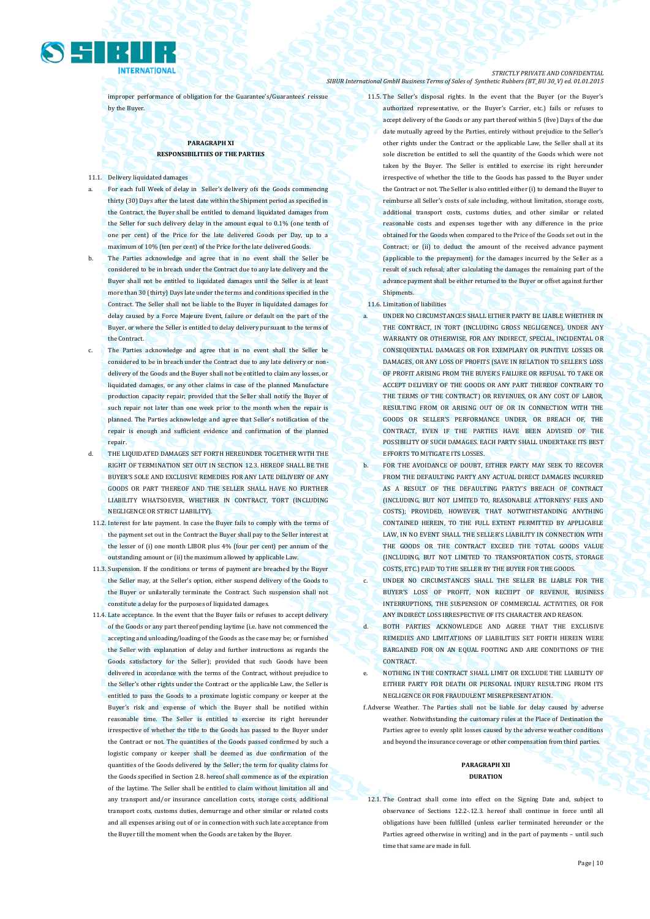improper performance of obligation for the Guarantee's/Guarantees' reissue by the Buyer.

## PARAGRAPH XI
## RESPONSIBILITIES OF THE PARTIES

11.1. Delivery liquidated damages

a. For each full Week of delay in Seller's delivery ofs the Goods commencing thirty (30) Days after the latest date within the Shipment period as specified in the Contract, the Buyer shall be entitled to demand liquidated damages from the Seller for such delivery delay in the amount equal to 0.1% (one tenth of one per cent) of the Price for the late delivered Goods per Day, up to a maximum of 10% (ten per cent) of the Price for the late delivered Goods.

b. The Parties acknowledge and agree that in no event shall the Seller be considered to be in breach under the Contract due to any late delivery and the Buyer shall not be entitled to liquidated damages until the Seller is at least more than 30 (thirty) Days late under the terms and conditions specified in the Contract. The Seller shall not be liable to the Buyer in liquidated damages for delay caused by a Force Majeure Event, failure or default on the part of the Buyer, or where the Seller is entitled to delay delivery pursuant to the terms of the Contract.

c. The Parties acknowledge and agree that in no event shall the Seller be considered to be in breach under the Contract due to any late delivery or non-delivery of the Goods and the Buyer shall not be entitled to claim any losses, or liquidated damages, or any other claims in case of the planned Manufacture production capacity repair; provided that the Seller shall notify the Buyer of such repair not later than one week prior to the month when the repair is planned. The Parties acknowledge and agree that Seller's notification of the repair is enough and sufficient evidence and confirmation of the planned repair.

d. THE LIQUIDATED DAMAGES SET FORTH HEREUNDER TOGETHER WITH THE RIGHT OF TERMINATION SET OUT IN SECTION 12.3. HEREOF SHALL BE THE BUYER'S SOLE AND EXCLUSIVE REMEDIES FOR ANY LATE DELIVERY OF ANY GOODS OR PART THEREOF AND THE SELLER SHALL HAVE NO FURTHER LIABILITY WHATSOEVER, WHETHER IN CONTRACT, TORT (INCLUDING NEGLIGENCE OR STRICT LIABILITY).

11.2. Interest for late payment. In case the Buyer fails to comply with the terms of the payment set out in the Contract the Buyer shall pay to the Seller interest at the lesser of (i) one month LIBOR plus 4% (four per cent) per annum of the outstanding amount or (ii) the maximum allowed by applicable Law.

11.3. Suspension. If the conditions or terms of payment are breached by the Buyer the Seller may, at the Seller's option, either suspend delivery of the Goods to the Buyer or unilaterally terminate the Contract. Such suspension shall not constitute a delay for the purposes of liquidated damages.

11.4. Late acceptance. In the event that the Buyer fails or refuses to accept delivery of the Goods or any part thereof pending laytime (i.e. have not commenced the accepting and unloading/loading of the Goods as the case may be; or furnished the Seller with explanation of delay and further instructions as regards the Goods satisfactory for the Seller); provided that such Goods have been delivered in accordance with the terms of the Contract, without prejudice to the Seller's other rights under the Contract or the applicable Law, the Seller is entitled to pass the Goods to a proximate logistic company or keeper at the Buyer's risk and expense of which the Buyer shall be notified within reasonable time. The Seller is entitled to exercise its right hereunder irrespective of whether the title to the Goods has passed to the Buyer under the Contract or not. The quantities of the Goods passed confirmed by such a logistic company or keeper shall be deemed as due confirmation of the quantities of the Goods delivered by the Seller; the term for quality claims for the Goods specified in Section 2.8. hereof shall commence as of the expiration of the laytime. The Seller shall be entitled to claim without limitation all and any transport and/or insurance cancellation costs, storage costs, additional transport costs, customs duties, demurrage and other similar or related costs and all expenses arising out of or in connection with such late acceptance from the Buyer till the moment when the Goods are taken by the Buyer.

11.5. The Seller's disposal rights. In the event that the Buyer (or the Buyer's authorized representative, or the Buyer's Carrier, etc.) fails or refuses to accept delivery of the Goods or any part thereof within 5 (five) Days of the due date mutually agreed by the Parties, entirely without prejudice to the Seller's other rights under the Contract or the applicable Law, the Seller shall at its sole discretion be entitled to sell the quantity of the Goods which were not taken by the Buyer. The Seller is entitled to exercise its right hereunder irrespective of whether the title to the Goods has passed to the Buyer under the Contract or not. The Seller is also entitled either (i) to demand the Buyer to reimburse all Seller's costs of sale including, without limitation, storage costs, additional transport costs, customs duties, and other similar or related reasonable costs and expenses together with any difference in the price obtained for the Goods when compared to the Price of the Goods set out in the Contract; or (ii) to deduct the amount of the received advance payment (applicable to the prepayment) for the damages incurred by the Seller as a result of such refusal; after calculating the damages the remaining part of the advance payment shall be either returned to the Buyer or offset against further Shipments.

11.6. Limitation of liabilities

a. UNDER NO CIRCUMSTANCES SHALL EITHER PARTY BE LIABLE WHETHER IN THE CONTRACT, IN TORT (INCLUDING GROSS NEGLIGENCE), UNDER ANY WARRANTY OR OTHERWISE, FOR ANY INDIRECT, SPECIAL, INCIDENTAL OR CONSEQUENTIAL DAMAGES OR FOR EXEMPLARY OR PUNITIVE LOSSES OR DAMAGES, OR ANY LOSS OF PROFITS (SAVE IN RELATION TO SELLER'S LOSS OF PROFIT ARISING FROM THE BUYER'S FAILURE OR REFUSAL TO TAKE OR ACCEPT DELIVERY OF THE GOODS OR ANY PART THEREOF CONTRARY TO THE TERMS OF THE CONTRACT) OR REVENUES, OR ANY COST OF LABOR, RESULTING FROM OR ARISING OUT OF OR IN CONNECTION WITH THE GOODS OR SELLER'S PERFORMANCE UNDER, OR BREACH OF, THE CONTRACT, EVEN IF THE PARTIES HAVE BEEN ADVISED OF THE POSSIBILITY OF SUCH DAMAGES. EACH PARTY SHALL UNDERTAKE ITS BEST EFFORTS TO MITIGATE ITS LOSSES.

b. FOR THE AVOIDANCE OF DOUBT, EITHER PARTY MAY SEEK TO RECOVER FROM THE DEFAULTING PARTY ANY ACTUAL DIRECT DAMAGES INCURRED AS A RESULT OF THE DEFAULTING PARTY'S BREACH OF CONTRACT (INCLUDING, BUT NOT LIMITED TO, REASONABLE ATTORNEYS' FEES AND COSTS); PROVIDED, HOWEVER, THAT NOTWITHSTANDING ANYTHING CONTAINED HEREIN, TO THE FULL EXTENT PERMITTED BY APPLICABLE LAW, IN NO EVENT SHALL THE SELLER'S LIABILITY IN CONNECTION WITH THE GOODS OR THE CONTRACT EXCEED THE TOTAL GOODS VALUE (INCLUDING, BUT NOT LIMITED TO TRANSPORTATION COSTS, STORAGE COSTS, ETC.) PAID TO THE SELLER BY THE BUYER FOR THE GOODS.

c. UNDER NO CIRCUMSTANCES SHALL THE SELLER BE LIABLE FOR THE BUYER'S LOSS OF PROFIT, NON RECEIPT OF REVENUE, BUSINESS INTERRUPTIONS, THE SUSPENSION OF COMMERCIAL ACTIVITIES, OR FOR ANY INDIRECT LOSS IRRESPECTIVE OF ITS CHARACTER AND REASON.

d. BOTH PARTIES ACKNOWLEDGE AND AGREE THAT THE EXCLUSIVE REMEDIES AND LIMITATIONS OF LIABILITIES SET FORTH HEREIN WERE BARGAINED FOR ON AN EQUAL FOOTING AND ARE CONDITIONS OF THE CONTRACT.

e. NOTHING IN THE CONTRACT SHALL LIMIT OR EXCLUDE THE LIABILITY OF EITHER PARTY FOR DEATH OR PERSONAL INJURY RESULTING FROM ITS NEGLIGENCE OR FOR FRAUDULENT MISREPRESENTATION.

f. Adverse Weather. The Parties shall not be liable for delay caused by adverse weather. Notwithstanding the customary rules at the Place of Destination the Parties agree to evenly split losses caused by the adverse weather conditions and beyond the insurance coverage or other compensation from third parties.

## PARAGRAPH XII
## DURATION

12.1. The Contract shall come into effect on the Signing Date and, subject to observance of Sections 12.2.-12.3. hereof shall continue in force until all obligations have been fulfilled (unless earlier terminated hereunder or the Parties agreed otherwise in writing) and in the part of payments – until such time that same are made in full.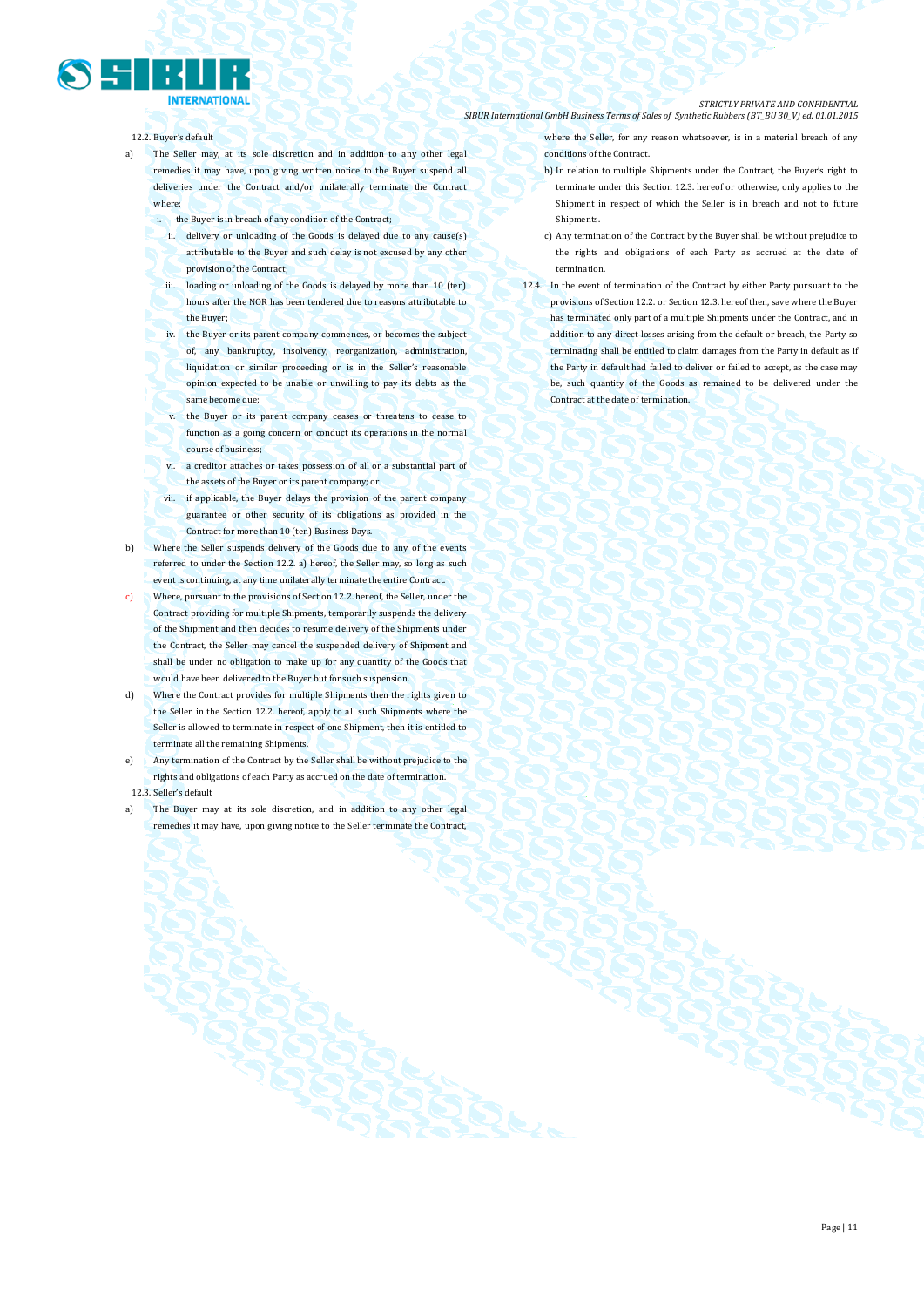12.2. Buyer's default

a) The Seller may, at its sole discretion and in addition to any other legal remedies it may have, upon giving written notice to the Buyer suspend all deliveries under the Contract and/or unilaterally terminate the Contract where:

   i. the Buyer is in breach of any condition of the Contract;

   ii. delivery or unloading of the Goods is delayed due to any cause(s) attributable to the Buyer and such delay is not excused by any other provision of the Contract;

   iii. loading or unloading of the Goods is delayed by more than 10 (ten) hours after the NOR has been tendered due to reasons attributable to the Buyer;

   iv. the Buyer or its parent company commences, or becomes the subject of, any bankruptcy, insolvency, reorganization, administration, liquidation or similar proceeding or is in the Seller's reasonable opinion expected to be unable or unwilling to pay its debts as the same become due;

   v. the Buyer or its parent company ceases or threatens to cease to function as a going concern or conduct its operations in the normal course of business;

   vi. a creditor attaches or takes possession of all or a substantial part of the assets of the Buyer or its parent company; or

   vii. if applicable, the Buyer delays the provision of the parent company guarantee or other security of its obligations as provided in the Contract for more than 10 (ten) Business Days.

b) Where the Seller suspends delivery of the Goods due to any of the events referred to under the Section 12.2. a) hereof, the Seller may, so long as such event is continuing, at any time unilaterally terminate the entire Contract.

c) Where, pursuant to the provisions of Section 12.2. hereof, the Seller, under the Contract providing for multiple Shipments, temporarily suspends the delivery of the Shipment and then decides to resume delivery of the Shipments under the Contract, the Seller may cancel the suspended delivery of Shipment and shall be under no obligation to make up for any quantity of the Goods that would have been delivered to the Buyer but for such suspension.

d) Where the Contract provides for multiple Shipments then the rights given to the Seller in the Section 12.2. hereof, apply to all such Shipments where the Seller is allowed to terminate in respect of one Shipment, then it is entitled to terminate all the remaining Shipments.

e) Any termination of the Contract by the Seller shall be without prejudice to the rights and obligations of each Party as accrued on the date of termination.

12.3. Seller's default

a) The Buyer may at its sole discretion, and in addition to any other legal remedies it may have, upon giving notice to the Seller terminate the Contract, where the Seller, for any reason whatsoever, is in a material breach of any conditions of the Contract.

b) In relation to multiple Shipments under the Contract, the Buyer's right to terminate under this Section 12.3. hereof or otherwise, only applies to the Shipment in respect of which the Seller is in breach and not to future Shipments.

c) Any termination of the Contract by the Buyer shall be without prejudice to the rights and obligations of each Party as accrued at the date of termination.

12.4. In the event of termination of the Contract by either Party pursuant to the provisions of Section 12.2. or Section 12.3. hereof then, save where the Buyer has terminated only part of a multiple Shipments under the Contract, and in addition to any direct losses arising from the default or breach, the Party so terminating shall be entitled to claim damages from the Party in default as if the Party in default had failed to deliver or failed to accept, as the case may be, such quantity of the Goods as remained to be delivered under the Contract at the date of termination.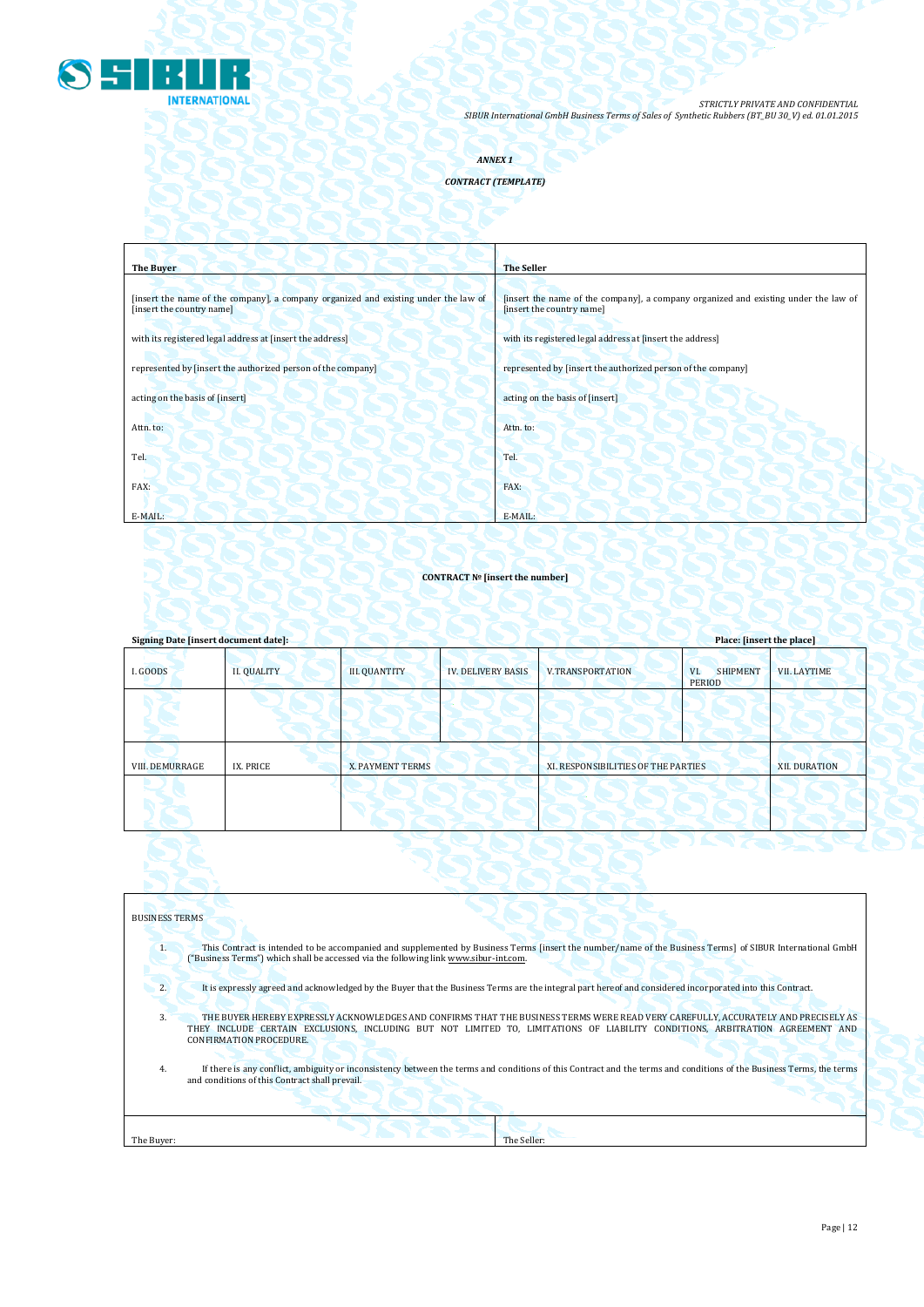*ANNEX 1*

*CONTRACT (TEMPLATE)*

| **The Buyer** | **The Seller** |
|---|---|
| [insert the name of the company], a company organized and existing under the law of [insert the country name] | [insert the name of the company], a company organized and existing under the law of [insert the country name] |
| with its registered legal address at [insert the address] | with its registered legal address at [insert the address] |
| represented by [insert the authorized person of the company] | represented by [insert the authorized person of the company] |
| acting on the basis of [insert] | acting on the basis of [insert] |
| Attn. to: | Attn. to: |
| Tel. | Tel. |
| FAX: | FAX: |
| E-MAIL: | E-MAIL: |

**CONTRACT № [insert the number]**

**Signing Date [insert document date]:** **Place: [insert the place]**

| I. GOODS | II. QUALITY | III. QUANTITY | IV. DELIVERY BASIS | V. TRANSPORTATION | VI. SHIPMENT PERIOD | VII. LAYTIME |
|---|---|---|---|---|---|---|
| | | | | | | |
| VIII. DEMURRAGE | IX. PRICE | X. PAYMENT TERMS | | XI. RESPONSIBILITIES OF THE PARTIES | | XII. DURATION |
| | | | | | | |

BUSINESS TERMS

1. This Contract is intended to be accompanied and supplemented by Business Terms [insert the number/name of the Business Terms] of SIBUR International GmbH ("Business Terms") which shall be accessed via the following link www.sibur-int.com.
2. It is expressly agreed and acknowledged by the Buyer that the Business Terms are the integral part hereof and considered incorporated into this Contract.
3. THE BUYER HEREBY EXPRESSLY ACKNOWLEDGES AND CONFIRMS THAT THE BUSINESS TERMS WERE READ VERY CAREFULLY, ACCURATELY AND PRECISELY AS THEY INCLUDE CERTAIN EXCLUSIONS, INCLUDING BUT NOT LIMITED TO, LIMITATIONS OF LIABILITY CONDITIONS, ARBITRATION AGREEMENT AND CONFIRMATION PROCEDURE.
4. If there is any conflict, ambiguity or inconsistency between the terms and conditions of this Contract and the terms and conditions of the Business Terms, the terms and conditions of this Contract shall prevail.

| | |
|---|---|
| The Buyer: | The Seller: |